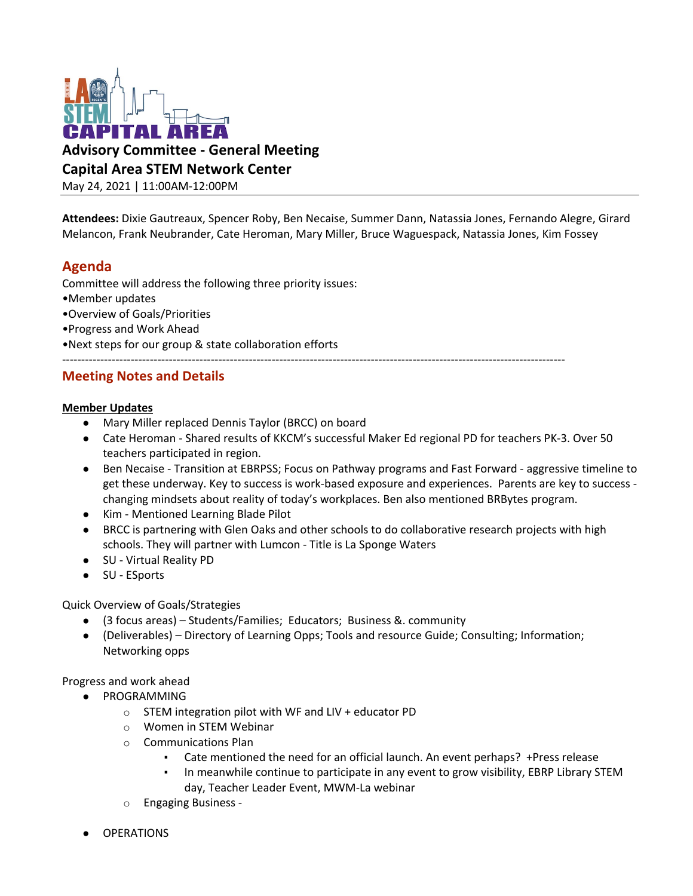# Advisory Committee - General Meeting
## Capital Area STEM Network Center

May 24, 2021 | 11:00AM-12:00PM

---

**Attendees:** Dixie Gautreaux, Spencer Roby, Ben Necaise, Summer Dann, Natassia Jones, Fernando Alegre, Girard Melancon, Frank Neubrander, Cate Heroman, Mary Miller, Bruce Waguespack, Natassia Jones, Kim Fossey

## Agenda

Committee will address the following three priority issues:

- Member updates
- Overview of Goals/Priorities
- Progress and Work Ahead
- Next steps for our group & state collaboration efforts

---

## Meeting Notes and Details

**Member Updates**

- Mary Miller replaced Dennis Taylor (BRCC) on board
- Cate Heroman - Shared results of KKCM's successful Maker Ed regional PD for teachers PK-3. Over 50 teachers participated in region.
- Ben Necaise - Transition at EBRPSS; Focus on Pathway programs and Fast Forward - aggressive timeline to get these underway. Key to success is work-based exposure and experiences. Parents are key to success - changing mindsets about reality of today's workplaces. Ben also mentioned BRBytes program.
- Kim - Mentioned Learning Blade Pilot
- BRCC is partnering with Glen Oaks and other schools to do collaborative research projects with high schools. They will partner with Lumcon - Title is La Sponge Waters
- SU - Virtual Reality PD
- SU - ESports

Quick Overview of Goals/Strategies

- (3 focus areas) – Students/Families; Educators; Business &. community
- (Deliverables) – Directory of Learning Opps; Tools and resource Guide; Consulting; Information; Networking opps

Progress and work ahead

- PROGRAMMING
  - STEM integration pilot with WF and LIV + educator PD
  - Women in STEM Webinar
  - Communications Plan
    - Cate mentioned the need for an official launch. An event perhaps? +Press release
    - In meanwhile continue to participate in any event to grow visibility, EBRP Library STEM day, Teacher Leader Event, MWM-La webinar
  - Engaging Business -
- OPERATIONS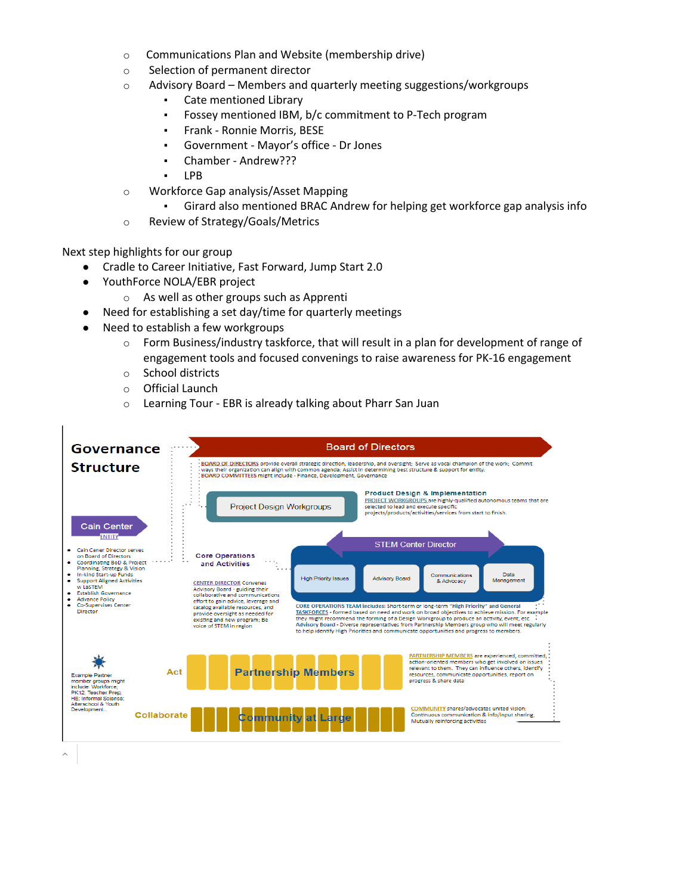- Communications Plan and Website (membership drive)
- Selection of permanent director
- Advisory Board – Members and quarterly meeting suggestions/workgroups
  - Cate mentioned Library
  - Fossey mentioned IBM, b/c commitment to P-Tech program
  - Frank - Ronnie Morris, BESE
  - Government - Mayor's office - Dr Jones
  - Chamber - Andrew???
  - LPB
- Workforce Gap analysis/Asset Mapping
  - Girard also mentioned BRAC Andrew for helping get workforce gap analysis info
- Review of Strategy/Goals/Metrics

Next step highlights for our group

- Cradle to Career Initiative, Fast Forward, Jump Start 2.0
- YouthForce NOLA/EBR project
  - As well as other groups such as Apprenti
- Need for establishing a set day/time for quarterly meetings
- Need to establish a few workgroups
  - Form Business/industry taskforce, that will result in a plan for development of range of engagement tools and focused convenings to raise awareness for PK-16 engagement
  - School districts
  - Official Launch
  - Learning Tour - EBR is already talking about Pharr San Juan

Governance Structure

Board of Directors

BOARD OF DIRECTORS provide overall strategic direction, leadership, and oversight; Serve as vocal champion of the work; Commit ways their organization can align with common agenda; Assist in determining best structure & support for entity.
BOARD COMMITTEES might include - Finance, Development, Governance

Project Design Workgroups

Product Design & Implementation
PROJECT WORKGROUPS are highly-qualified autonomous teams that are selected to lead and execute specific projects/products/activities/services from start to finish.

Cain Center
ENTITY

- Cain Cener Director serves on Board of Directors
- Coordinating BoD & Project Planning, Strategy & Vison
- In-kind Start-up Funds
- Support Aligned Activities w LaSTEM
- Establish Governance
- Advance Policy
- Co-Supervises Center Director

Core Operations and Activities

CENTER DIRECTOR Convenes Advisory Board - guiding their collaborative and communications effort to gain advice, leverage and catalog available resources, and provide oversight as needed for existing and new program; Be voice of STEM in region

STEM Center Director

High Priority Issues
Advisory Board
Communications & Advocacy
Data Management

CORE OPERATIONS TEAM includes: Short-term or long-term "High Priority" and General TASKFORCES - formed based on need and work on broad objectives to achieve mission. For example they might recommend the forming of a Design Workgroup to produce an activity, event, etc.
Advisory Board - Diverse representatives from Partnership Members group who will meet regularly to help identify High Priorities and communicate opportunities and progress to members.

Example Partner member groups might include: Workforce; PK12; Teacher Prep; HE; Informal Science; Afterschool & Youth Development...

Act

Partnership Members

PARTNERSHIP MEMBERS are experienced, committed, action-oriented members who get involved on issues relevant to them. They can influence others, identify resources, communicate opportunities, report on progress & share data

Collaborate

Community at Large

COMMUNITY shares/advocates united vision; Continuous communication & info/input sharing, Mutually reinforcing activities